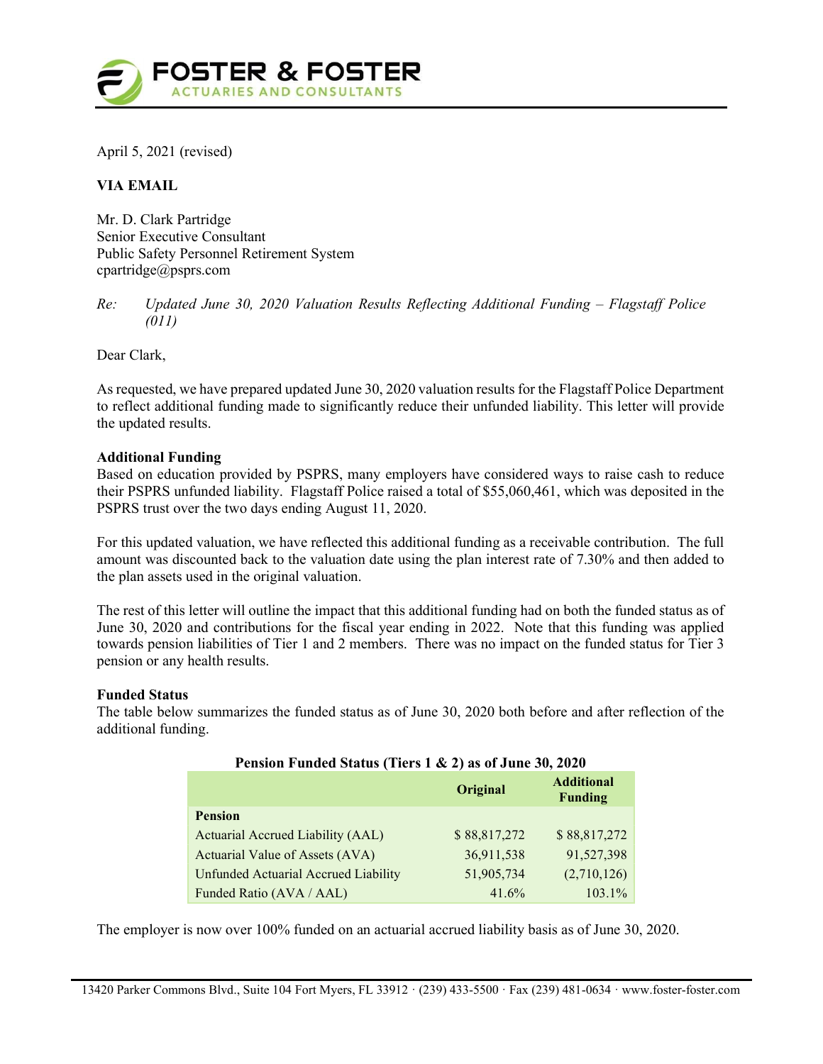FOSTER & FOSTER
ACTUARIES AND CONSULTANTS

April 5, 2021 (revised)

**VIA EMAIL**

Mr. D. Clark Partridge
Senior Executive Consultant
Public Safety Personnel Retirement System
cpartridge@psprs.com

*Re: Updated June 30, 2020 Valuation Results Reflecting Additional Funding – Flagstaff Police (011)*

Dear Clark,

As requested, we have prepared updated June 30, 2020 valuation results for the Flagstaff Police Department to reflect additional funding made to significantly reduce their unfunded liability. This letter will provide the updated results.

**Additional Funding**
Based on education provided by PSPRS, many employers have considered ways to raise cash to reduce their PSPRS unfunded liability. Flagstaff Police raised a total of $55,060,461, which was deposited in the PSPRS trust over the two days ending August 11, 2020.

For this updated valuation, we have reflected this additional funding as a receivable contribution. The full amount was discounted back to the valuation date using the plan interest rate of 7.30% and then added to the plan assets used in the original valuation.

The rest of this letter will outline the impact that this additional funding had on both the funded status as of June 30, 2020 and contributions for the fiscal year ending in 2022. Note that this funding was applied towards pension liabilities of Tier 1 and 2 members. There was no impact on the funded status for Tier 3 pension or any health results.

**Funded Status**
The table below summarizes the funded status as of June 30, 2020 both before and after reflection of the additional funding.

**Pension Funded Status (Tiers 1 & 2) as of June 30, 2020**

| | Original | Additional Funding |
|---|---|---|
| **Pension** | | |
| Actuarial Accrued Liability (AAL) | $ 88,817,272 | $ 88,817,272 |
| Actuarial Value of Assets (AVA) | 36,911,538 | 91,527,398 |
| Unfunded Actuarial Accrued Liability | 51,905,734 | (2,710,126) |
| Funded Ratio (AVA / AAL) | 41.6% | 103.1% |

The employer is now over 100% funded on an actuarial accrued liability basis as of June 30, 2020.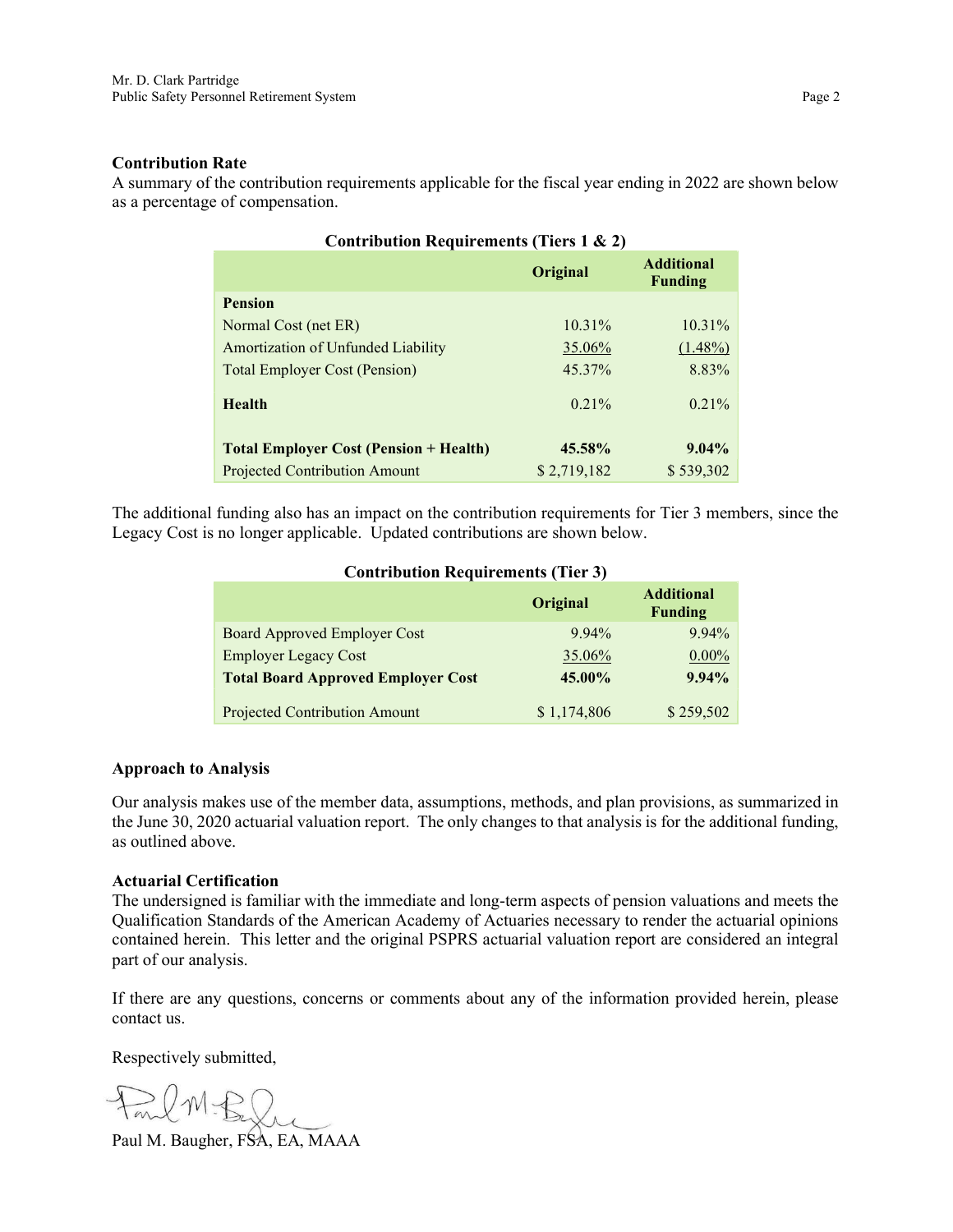Mr. D. Clark Partridge
Public Safety Personnel Retirement System

**Contribution Rate**

A summary of the contribution requirements applicable for the fiscal year ending in 2022 are shown below as a percentage of compensation.

**Contribution Requirements (Tiers 1 & 2)**

| | Original | Additional Funding |
|---|---|---|
| **Pension** | | |
| Normal Cost (net ER) | 10.31% | 10.31% |
| Amortization of Unfunded Liability | 35.06% | (1.48%) |
| Total Employer Cost (Pension) | 45.37% | 8.83% |
| **Health** | 0.21% | 0.21% |
| **Total Employer Cost (Pension + Health)** | **45.58%** | **9.04%** |
| Projected Contribution Amount | $ 2,719,182 | $ 539,302 |

The additional funding also has an impact on the contribution requirements for Tier 3 members, since the Legacy Cost is no longer applicable. Updated contributions are shown below.

**Contribution Requirements (Tier 3)**

| | Original | Additional Funding |
|---|---|---|
| Board Approved Employer Cost | 9.94% | 9.94% |
| Employer Legacy Cost | 35.06% | 0.00% |
| **Total Board Approved Employer Cost** | **45.00%** | **9.94%** |
| Projected Contribution Amount | $ 1,174,806 | $ 259,502 |

**Approach to Analysis**

Our analysis makes use of the member data, assumptions, methods, and plan provisions, as summarized in the June 30, 2020 actuarial valuation report. The only changes to that analysis is for the additional funding, as outlined above.

**Actuarial Certification**

The undersigned is familiar with the immediate and long-term aspects of pension valuations and meets the Qualification Standards of the American Academy of Actuaries necessary to render the actuarial opinions contained herein. This letter and the original PSPRS actuarial valuation report are considered an integral part of our analysis.

If there are any questions, concerns or comments about any of the information provided herein, please contact us.

Respectively submitted,

Paul M. Baugher, FSA, EA, MAAA